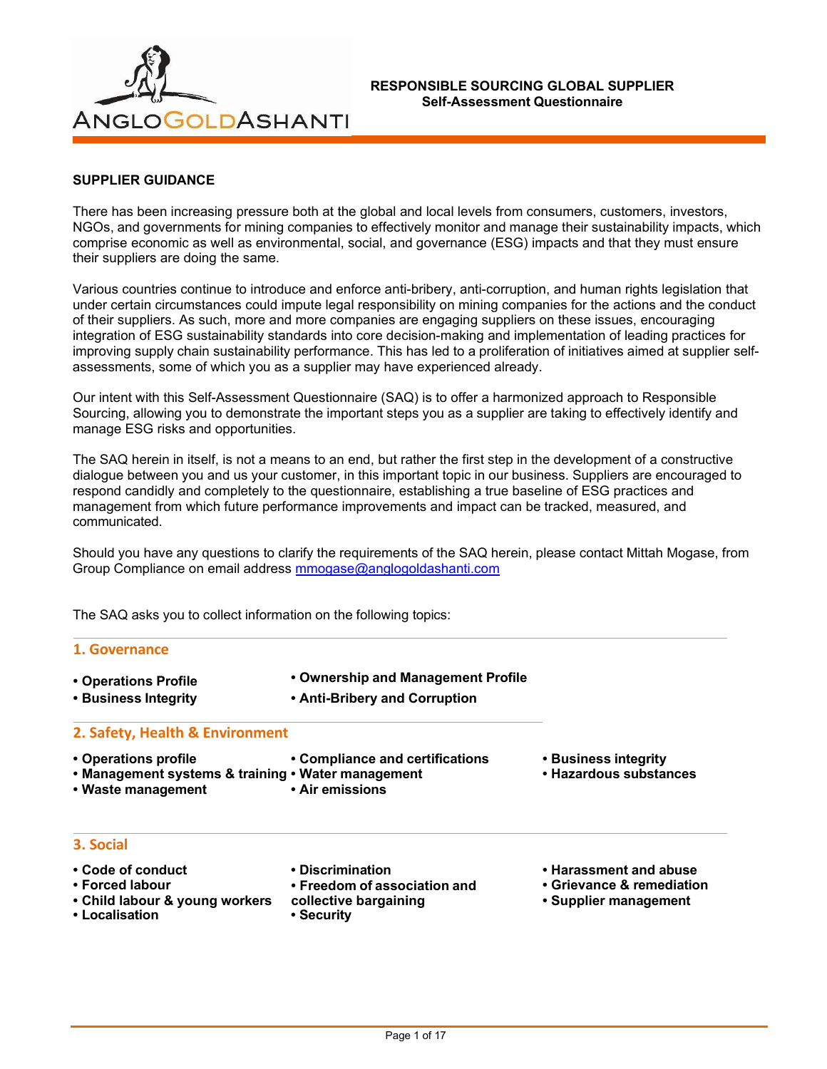# RESPONSIBLE SOURCING GLOBAL SUPPLIER
## Self-Assessment Questionnaire

### SUPPLIER GUIDANCE

There has been increasing pressure both at the global and local levels from consumers, customers, investors, NGOs, and governments for mining companies to effectively monitor and manage their sustainability impacts, which comprise economic as well as environmental, social, and governance (ESG) impacts and that they must ensure their suppliers are doing the same.

Various countries continue to introduce and enforce anti-bribery, anti-corruption, and human rights legislation that under certain circumstances could impute legal responsibility on mining companies for the actions and the conduct of their suppliers. As such, more and more companies are engaging suppliers on these issues, encouraging integration of ESG sustainability standards into core decision-making and implementation of leading practices for improving supply chain sustainability performance. This has led to a proliferation of initiatives aimed at supplier self-assessments, some of which you as a supplier may have experienced already.

Our intent with this Self-Assessment Questionnaire (SAQ) is to offer a harmonized approach to Responsible Sourcing, allowing you to demonstrate the important steps you as a supplier are taking to effectively identify and manage ESG risks and opportunities.

The SAQ herein in itself, is not a means to an end, but rather the first step in the development of a constructive dialogue between you and us your customer, in this important topic in our business. Suppliers are encouraged to respond candidly and completely to the questionnaire, establishing a true baseline of ESG practices and management from which future performance improvements and impact can be tracked, measured, and communicated.

Should you have any questions to clarify the requirements of the SAQ herein, please contact Mittah Mogase, from Group Compliance on email address mmogase@anglogoldashanti.com

The SAQ asks you to collect information on the following topics:

### 1. Governance

- **Operations Profile**
- **Business Integrity**
- **Ownership and Management Profile**
- **Anti-Bribery and Corruption**

### 2. Safety, Health & Environment

- **Operations profile**
- **Management systems & training**
- **Waste management**
- **Compliance and certifications**
- **Water management**
- **Air emissions**
- **Business integrity**
- **Hazardous substances**

### 3. Social

- **Code of conduct**
- **Forced labour**
- **Child labour & young workers**
- **Localisation**
- **Discrimination**
- **Freedom of association and collective bargaining**
- **Security**
- **Harassment and abuse**
- **Grievance & remediation**
- **Supplier management**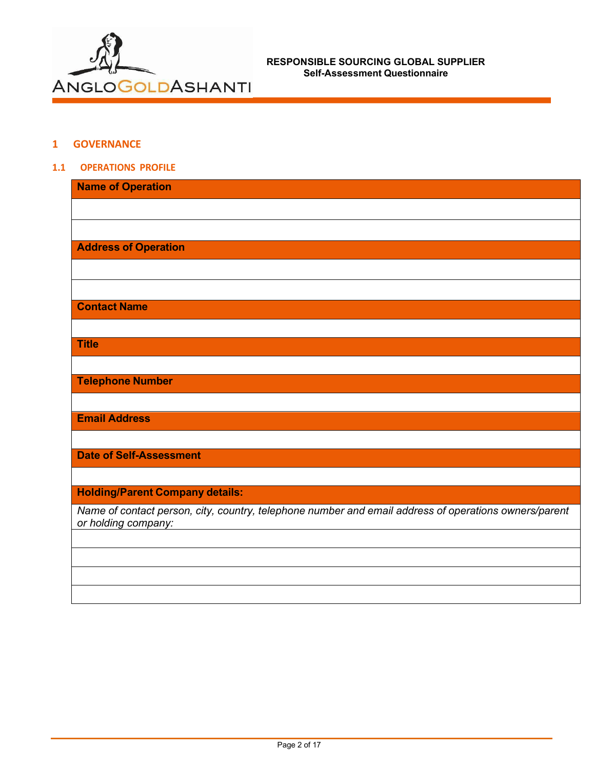## 1 GOVERNANCE

### 1.1 OPERATIONS PROFILE

| **Name of Operation** |
|---|
| |
| |
| **Address of Operation** |
| |
| |
| **Contact Name** |
| |
| **Title** |
| |
| **Telephone Number** |
| |
| **Email Address** |
| |
| **Date of Self-Assessment** |
| |
| **Holding/Parent Company details:** |
| *Name of contact person, city, country, telephone number and email address of operations owners/parent or holding company:* |
| |
| |
| |
| |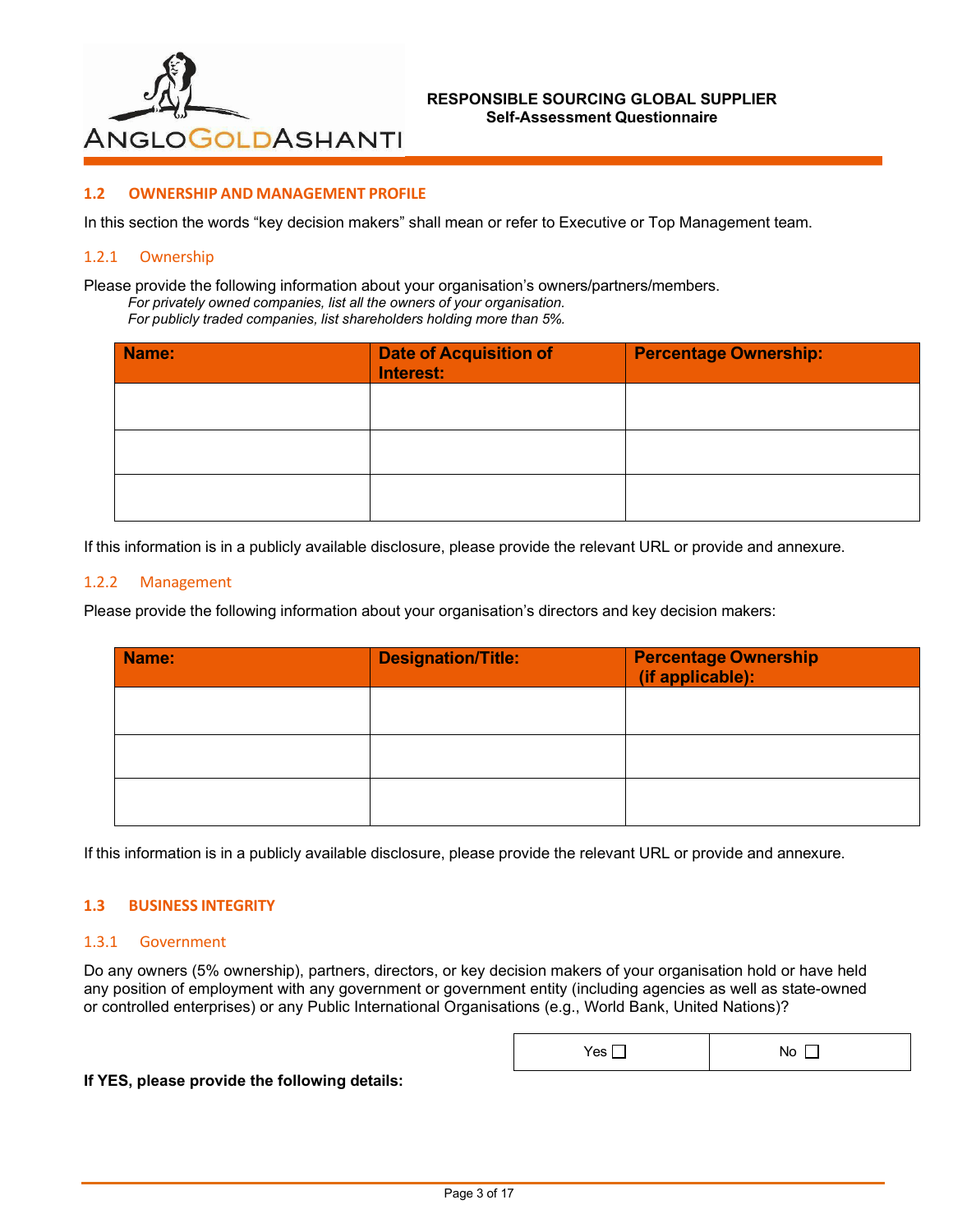### 1.2 OWNERSHIP AND MANAGEMENT PROFILE

In this section the words “key decision makers” shall mean or refer to Executive or Top Management team.

#### 1.2.1 Ownership

Please provide the following information about your organisation’s owners/partners/members.

*For privately owned companies, list all the owners of your organisation.*
*For publicly traded companies, list shareholders holding more than 5%.*

| Name: | Date of Acquisition of Interest: | Percentage Ownership: |
|---|---|---|
| | | |
| | | |
| | | |

If this information is in a publicly available disclosure, please provide the relevant URL or provide and annexure.

#### 1.2.2 Management

Please provide the following information about your organisation’s directors and key decision makers:

| Name: | Designation/Title: | Percentage Ownership (if applicable): |
|---|---|---|
| | | |
| | | |
| | | |

If this information is in a publicly available disclosure, please provide the relevant URL or provide and annexure.

### 1.3 BUSINESS INTEGRITY

#### 1.3.1 Government

Do any owners (5% ownership), partners, directors, or key decision makers of your organisation hold or have held any position of employment with any government or government entity (including agencies as well as state-owned or controlled enterprises) or any Public International Organisations (e.g., World Bank, United Nations)?

| Yes ☐ | No ☐ |
|---|---|

**If YES, please provide the following details:**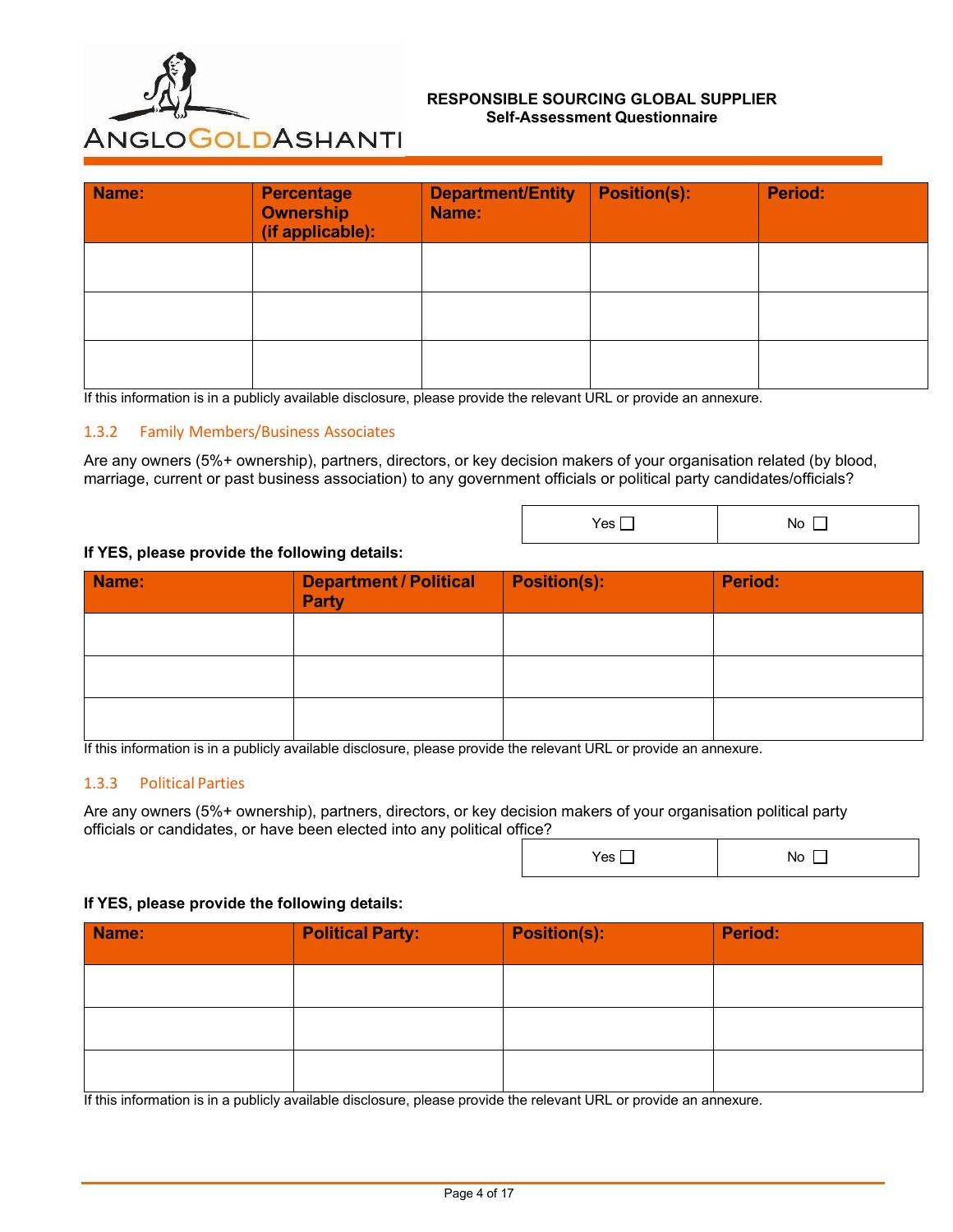| Name: | Percentage Ownership (if applicable): | Department/Entity Name: | Position(s): | Period: |
|---|---|---|---|---|
| | | | | |
| | | | | |
| | | | | |

If this information is in a publicly available disclosure, please provide the relevant URL or provide an annexure.

### 1.3.2 Family Members/Business Associates

Are any owners (5%+ ownership), partners, directors, or key decision makers of your organisation related (by blood, marriage, current or past business association) to any government officials or political party candidates/officials?

| Yes ☐ | No ☐ |
|---|---|

**If YES, please provide the following details:**

| Name: | Department / Political Party | Position(s): | Period: |
|---|---|---|---|
| | | | |
| | | | |
| | | | |

If this information is in a publicly available disclosure, please provide the relevant URL or provide an annexure.

### 1.3.3 Political Parties

Are any owners (5%+ ownership), partners, directors, or key decision makers of your organisation political party officials or candidates, or have been elected into any political office?

| Yes ☐ | No ☐ |
|---|---|

**If YES, please provide the following details:**

| Name: | Political Party: | Position(s): | Period: |
|---|---|---|---|
| | | | |
| | | | |
| | | | |

If this information is in a publicly available disclosure, please provide the relevant URL or provide an annexure.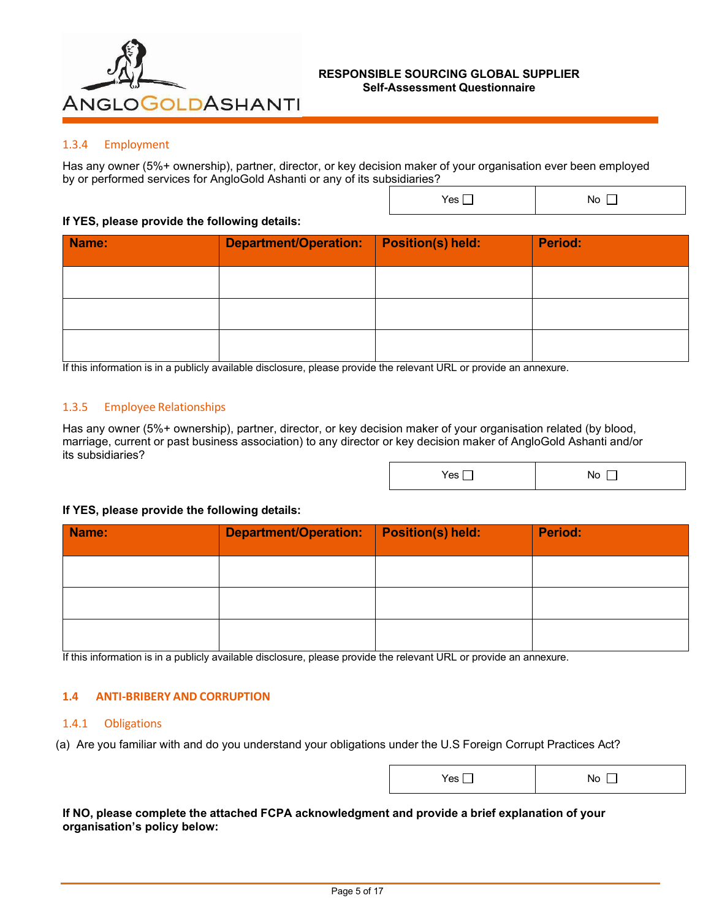### 1.3.4 Employment

Has any owner (5%+ ownership), partner, director, or key decision maker of your organisation ever been employed by or performed services for AngloGold Ashanti or any of its subsidiaries?

| Yes ☐ | No ☐ |
|---|---|

**If YES, please provide the following details:**

| Name: | Department/Operation: | Position(s) held: | Period: |
|---|---|---|---|
| | | | |
| | | | |
| | | | |

If this information is in a publicly available disclosure, please provide the relevant URL or provide an annexure.

### 1.3.5 Employee Relationships

Has any owner (5%+ ownership), partner, director, or key decision maker of your organisation related (by blood, marriage, current or past business association) to any director or key decision maker of AngloGold Ashanti and/or its subsidiaries?

| Yes ☐ | No ☐ |
|---|---|

**If YES, please provide the following details:**

| Name: | Department/Operation: | Position(s) held: | Period: |
|---|---|---|---|
| | | | |
| | | | |
| | | | |

If this information is in a publicly available disclosure, please provide the relevant URL or provide an annexure.

## 1.4 ANTI-BRIBERY AND CORRUPTION

### 1.4.1 Obligations

(a) Are you familiar with and do you understand your obligations under the U.S Foreign Corrupt Practices Act?

| Yes ☐ | No ☐ |
|---|---|

**If NO, please complete the attached FCPA acknowledgment and provide a brief explanation of your organisation's policy below:**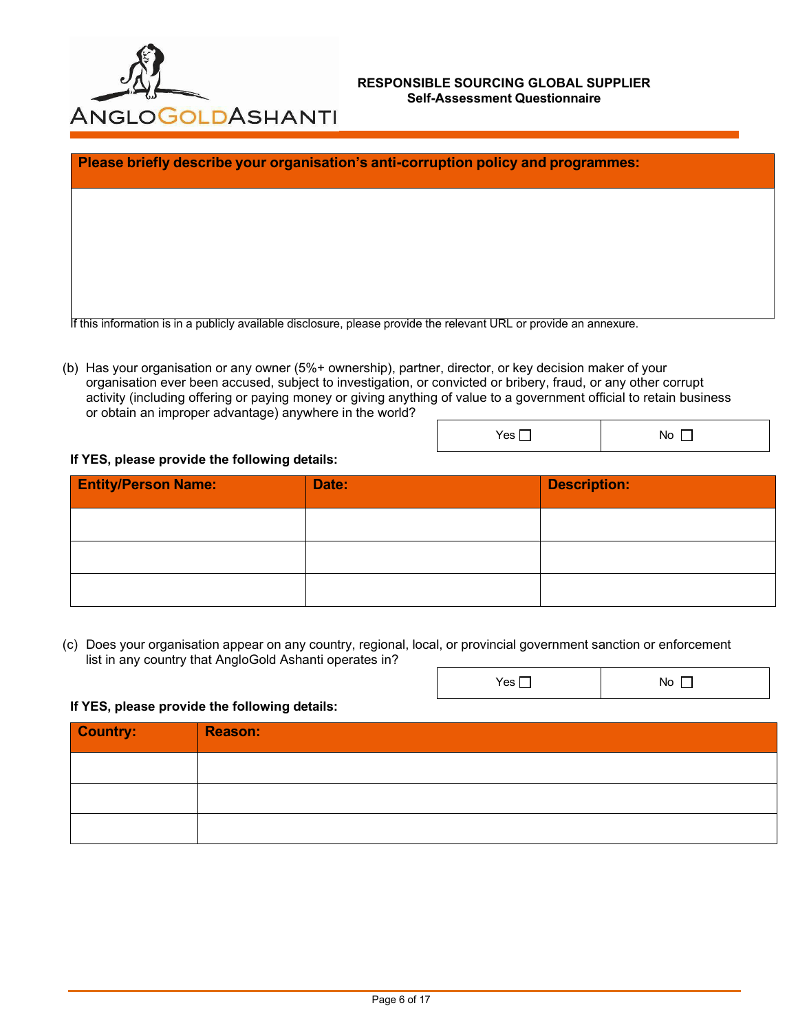| Please briefly describe your organisation's anti-corruption policy and programmes: |
|---|
| |

If this information is in a publicly available disclosure, please provide the relevant URL or provide an annexure.

(b) Has your organisation or any owner (5%+ ownership), partner, director, or key decision maker of your organisation ever been accused, subject to investigation, or convicted or bribery, fraud, or any other corrupt activity (including offering or paying money or giving anything of value to a government official to retain business or obtain an improper advantage) anywhere in the world?

| Yes ☐ | No ☐ |
|---|---|

**If YES, please provide the following details:**

| Entity/Person Name: | Date: | Description: |
|---|---|---|
| | | |
| | | |
| | | |

(c) Does your organisation appear on any country, regional, local, or provincial government sanction or enforcement list in any country that AngloGold Ashanti operates in?

| Yes ☐ | No ☐ |
|---|---|

**If YES, please provide the following details:**

| Country: | Reason: |
|---|---|
| | |
| | |
| | |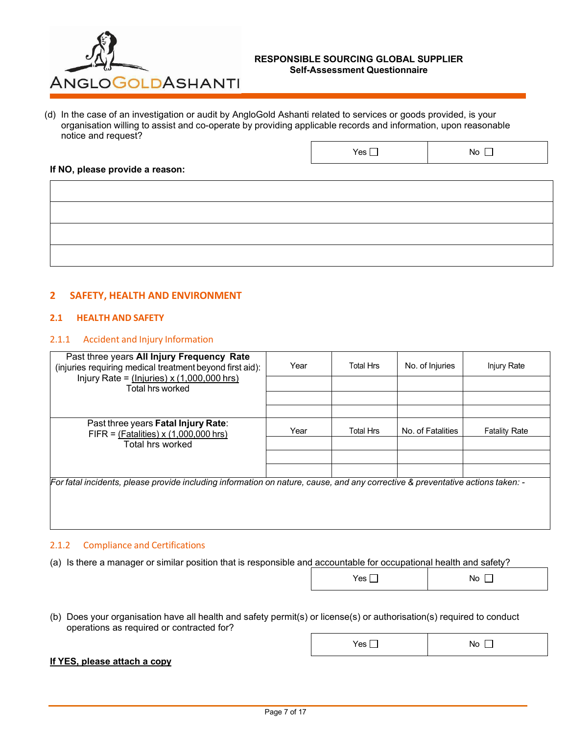(d) In the case of an investigation or audit by AngloGold Ashanti related to services or goods provided, is your organisation willing to assist and co-operate by providing applicable records and information, upon reasonable notice and request?

| Yes ☐ | No ☐ |
|---|---|

**If NO, please provide a reason:**

| |
|---|
| |
| |
| |
| |

## 2 SAFETY, HEALTH AND ENVIRONMENT

### 2.1 HEALTH AND SAFETY

#### 2.1.1 Accident and Injury Information

| Past three years **All Injury Frequency Rate** (injuries requiring medical treatment beyond first aid): Injury Rate = $\frac{\text{(Injuries)} \times \text{(1,000,000 hrs)}}{\text{Total hrs worked}}$ | Year | Total Hrs | No. of Injuries | Injury Rate |
|---|---|---|---|---|
| | | | | |
| | | | | |
| | | | | |
| Past three years **Fatal Injury Rate**: FIFR = $\frac{\text{(Fatalities)} \times \text{(1,000,000 hrs)}}{\text{Total hrs worked}}$ | Year | Total Hrs | No. of Fatalities | Fatality Rate |
| | | | | |
| | | | | |
| | | | | |

*For fatal incidents, please provide including information on nature, cause, and any corrective & preventative actions taken: -*

#### 2.1.2 Compliance and Certifications

(a) Is there a manager or similar position that is responsible and accountable for occupational health and safety?

| Yes ☐ | No ☐ |
|---|---|

(b) Does your organisation have all health and safety permit(s) or license(s) or authorisation(s) required to conduct operations as required or contracted for?

| Yes ☐ | No ☐ |
|---|---|

**If YES, please attach a copy**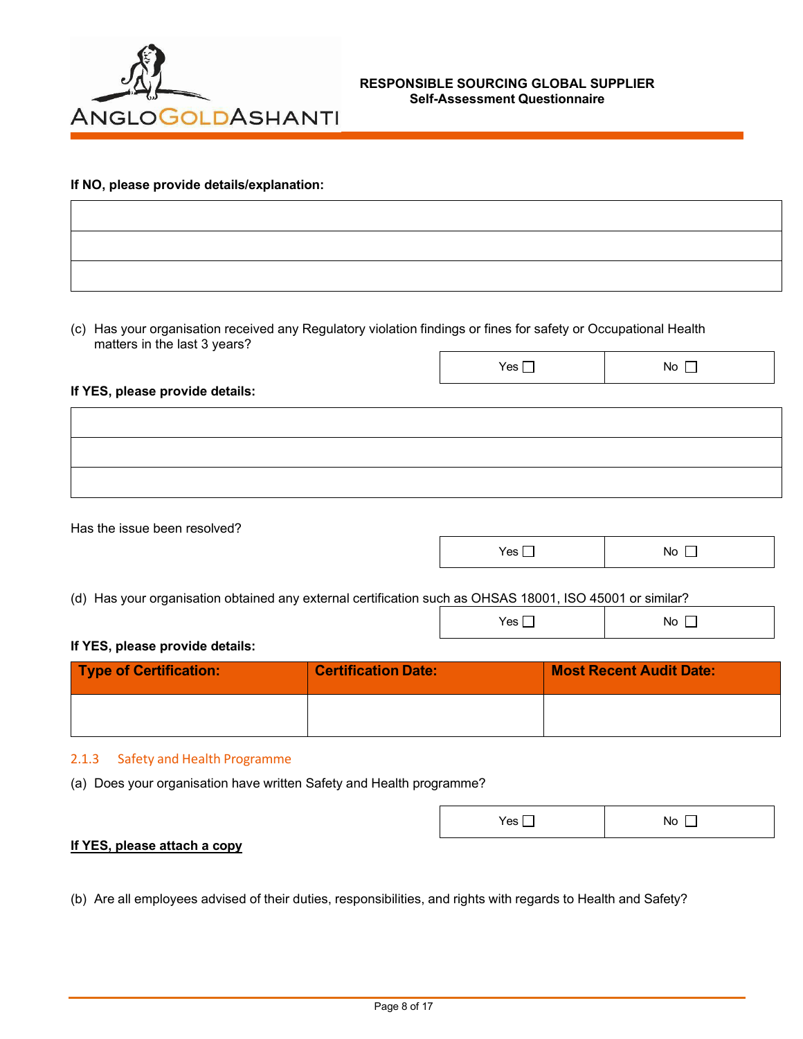**If NO, please provide details/explanation:**

| |
|---|
| |
| |
| |

(c) Has your organisation received any Regulatory violation findings or fines for safety or Occupational Health matters in the last 3 years?

| Yes ☐ | No ☐ |
|---|---|

**If YES, please provide details:**

| |
|---|
| |
| |
| |

Has the issue been resolved?

| Yes ☐ | No ☐ |
|---|---|

(d) Has your organisation obtained any external certification such as OHSAS 18001, ISO 45001 or similar?

| Yes ☐ | No ☐ |
|---|---|

**If YES, please provide details:**

| Type of Certification: | Certification Date: | Most Recent Audit Date: |
|---|---|---|
| | | |

### 2.1.3 Safety and Health Programme

(a) Does your organisation have written Safety and Health programme?

| Yes ☐ | No ☐ |
|---|---|

**If YES, please attach a copy**

(b) Are all employees advised of their duties, responsibilities, and rights with regards to Health and Safety?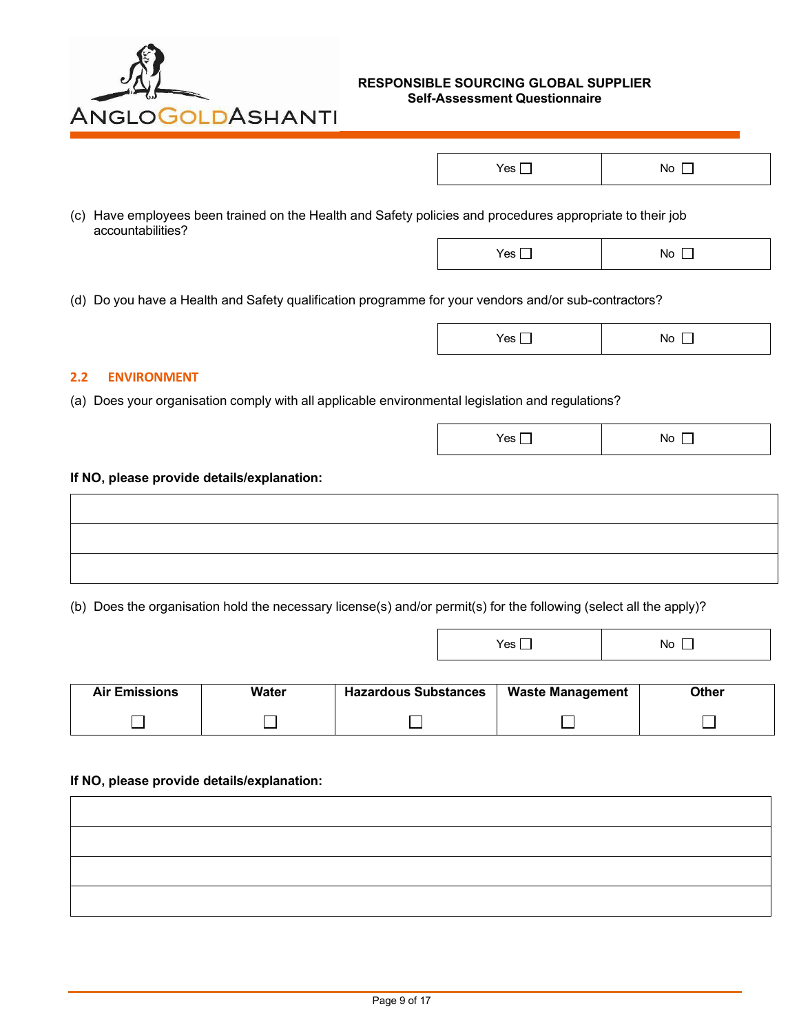| Yes ☐ | No ☐ |
|---|---|

(c) Have employees been trained on the Health and Safety policies and procedures appropriate to their job accountabilities?

| Yes ☐ | No ☐ |
|---|---|

(d) Do you have a Health and Safety qualification programme for your vendors and/or sub-contractors?

| Yes ☐ | No ☐ |
|---|---|

## 2.2 ENVIRONMENT

(a) Does your organisation comply with all applicable environmental legislation and regulations?

| Yes ☐ | No ☐ |
|---|---|

**If NO, please provide details/explanation:**

| |
|---|
| |
| |
| |

(b) Does the organisation hold the necessary license(s) and/or permit(s) for the following (select all the apply)?

| Yes ☐ | No ☐ |
|---|---|

| Air Emissions | Water | Hazardous Substances | Waste Management | Other |
|---|---|---|---|---|
| ☐ | ☐ | ☐ | ☐ | ☐ |

**If NO, please provide details/explanation:**

| |
|---|
| |
| |
| |
| |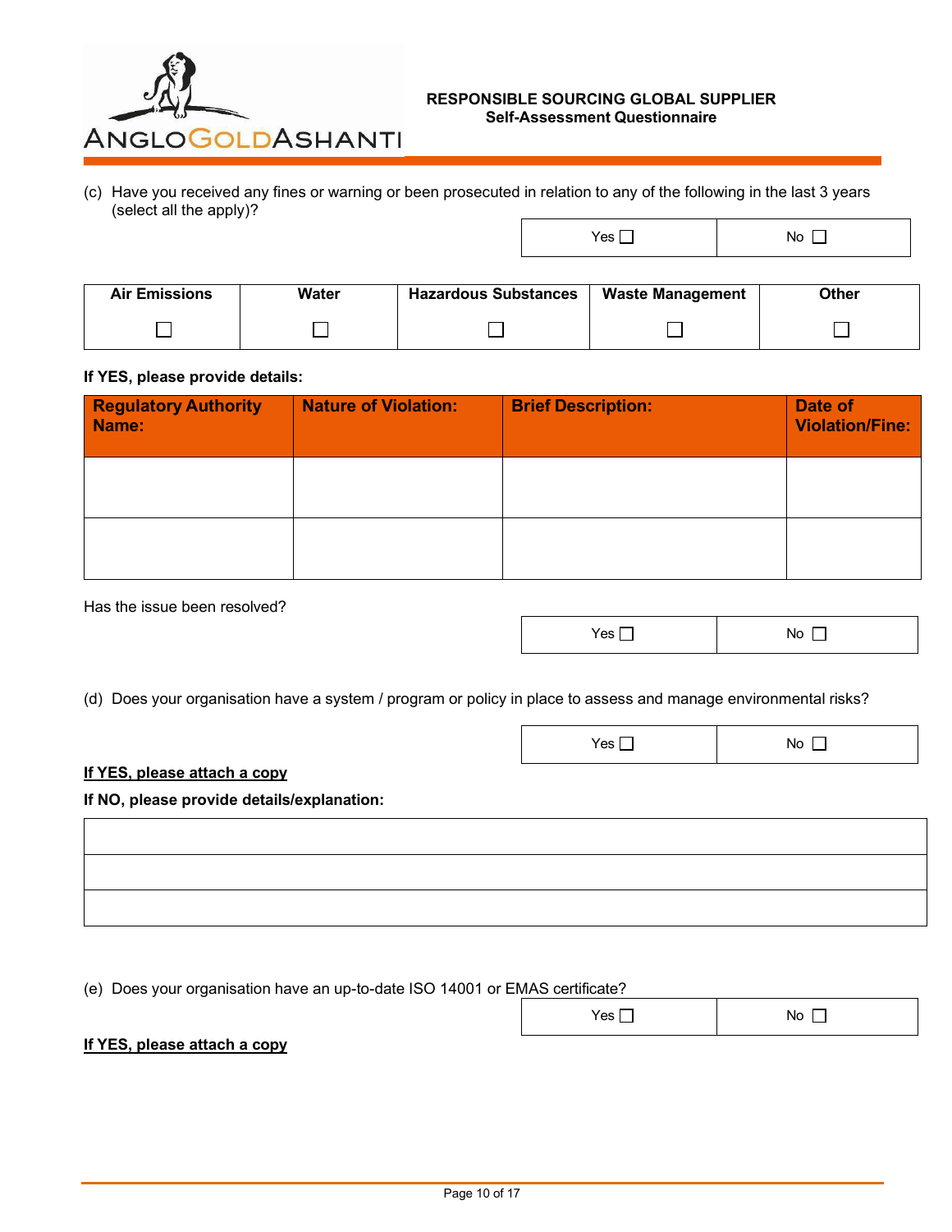(c) Have you received any fines or warning or been prosecuted in relation to any of the following in the last 3 years (select all the apply)?

| Yes ☐ | No ☐ |
|---|---|

| Air Emissions | Water | Hazardous Substances | Waste Management | Other |
|---|---|---|---|---|
| ☐ | ☐ | ☐ | ☐ | ☐ |

**If YES, please provide details:**

| Regulatory Authority Name: | Nature of Violation: | Brief Description: | Date of Violation/Fine: |
|---|---|---|---|
| | | | |
| | | | |

Has the issue been resolved?

| Yes ☐ | No ☐ |
|---|---|

(d) Does your organisation have a system / program or policy in place to assess and manage environmental risks?

| Yes ☐ | No ☐ |
|---|---|

**If YES, please attach a copy**

**If NO, please provide details/explanation:**

| |
|---|
| |
| |

(e) Does your organisation have an up-to-date ISO 14001 or EMAS certificate?

| Yes ☐ | No ☐ |
|---|---|

**If YES, please attach a copy**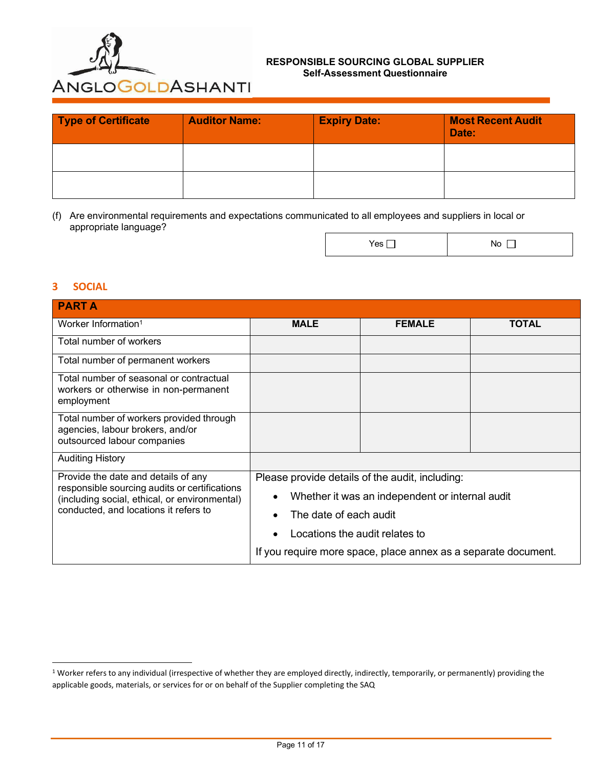| Type of Certificate | Auditor Name: | Expiry Date: | Most Recent Audit Date: |
|---|---|---|---|
| | | | |
| | | | |

(f) Are environmental requirements and expectations communicated to all employees and suppliers in local or appropriate language?

| Yes ☐ | No ☐ |
|---|---|

## 3 SOCIAL

| PART A | | | |
|---|---|---|---|
| Worker Information[1] | MALE | FEMALE | TOTAL |
| Total number of workers | | | |
| Total number of permanent workers | | | |
| Total number of seasonal or contractual workers or otherwise in non-permanent employment | | | |
| Total number of workers provided through agencies, labour brokers, and/or outsourced labour companies | | | |
| Auditing History | | | |
| Provide the date and details of any responsible sourcing audits or certifications (including social, ethical, or environmental) conducted, and locations it refers to | Please provide details of the audit, including:<br>• Whether it was an independent or internal audit<br>• The date of each audit<br>• Locations the audit relates to<br>If you require more space, place annex as a separate document. | | |

[1] Worker refers to any individual (irrespective of whether they are employed directly, indirectly, temporarily, or permanently) providing the applicable goods, materials, or services for or on behalf of the Supplier completing the SAQ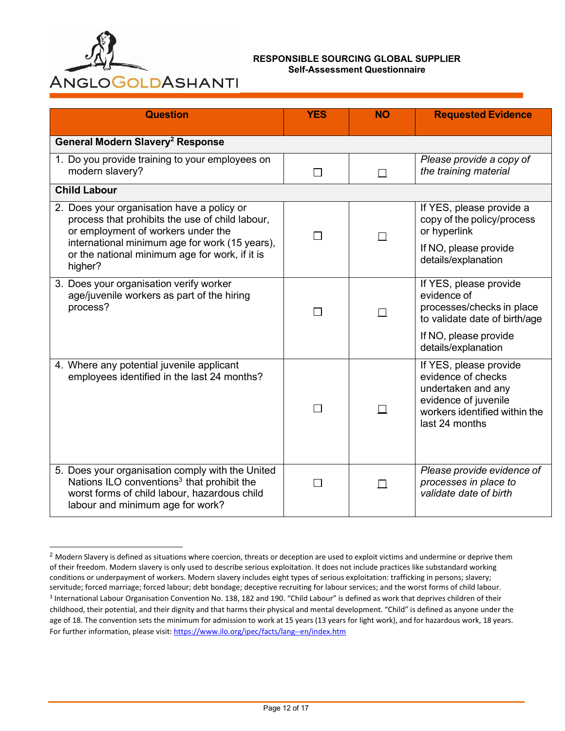**RESPONSIBLE SOURCING GLOBAL SUPPLIER**
**Self-Assessment Questionnaire**

| Question | YES | NO | Requested Evidence |
|---|---|---|---|
| **General Modern Slavery[2] Response** | | | |
| 1. Do you provide training to your employees on modern slavery? | ☐ | ☐ | *Please provide a copy of the training material* |
| **Child Labour** | | | |
| 2. Does your organisation have a policy or process that prohibits the use of child labour, or employment of workers under the international minimum age for work (15 years), or the national minimum age for work, if it is higher? | ☐ | ☐ | If YES, please provide a copy of the policy/process or hyperlink<br><br>If NO, please provide details/explanation |
| 3. Does your organisation verify worker age/juvenile workers as part of the hiring process? | ☐ | ☐ | If YES, please provide evidence of processes/checks in place to validate date of birth/age<br><br>If NO, please provide details/explanation |
| 4. Where any potential juvenile applicant employees identified in the last 24 months? | ☐ | ☐ | If YES, please provide evidence of checks undertaken and any evidence of juvenile workers identified within the last 24 months |
| 5. Does your organisation comply with the United Nations ILO conventions[3] that prohibit the worst forms of child labour, hazardous child labour and minimum age for work? | ☐ | ☐ | *Please provide evidence of processes in place to validate date of birth* |

[2] Modern Slavery is defined as situations where coercion, threats or deception are used to exploit victims and undermine or deprive them of their freedom. Modern slavery is only used to describe serious exploitation. It does not include practices like substandard working conditions or underpayment of workers. Modern slavery includes eight types of serious exploitation: trafficking in persons; slavery; servitude; forced marriage; forced labour; debt bondage; deceptive recruiting for labour services; and the worst forms of child labour.

[3] International Labour Organisation Convention No. 138, 182 and 190. "Child Labour" is defined as work that deprives children of their childhood, their potential, and their dignity and that harms their physical and mental development. "Child" is defined as anyone under the age of 18. The convention sets the minimum for admission to work at 15 years (13 years for light work), and for hazardous work, 18 years. For further information, please visit: https://www.ilo.org/ipec/facts/lang--en/index.htm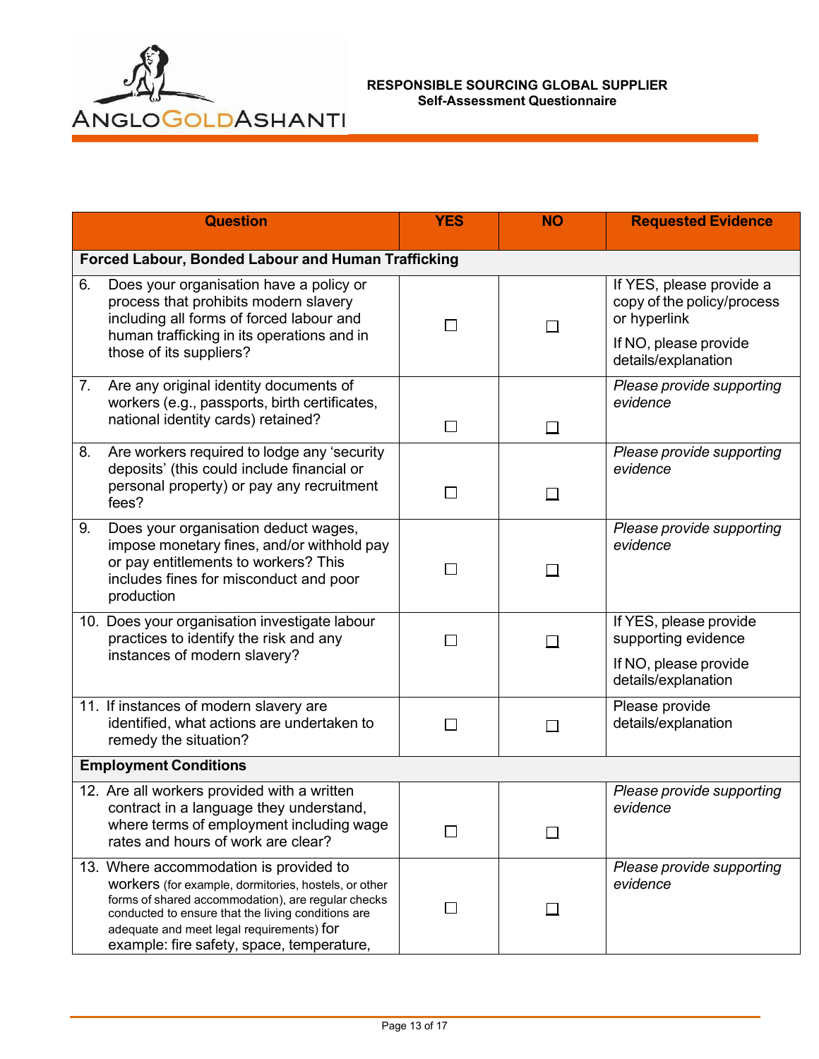**RESPONSIBLE SOURCING GLOBAL SUPPLIER**
**Self-Assessment Questionnaire**

| Question | YES | NO | Requested Evidence |
|---|---|---|---|
| **Forced Labour, Bonded Labour and Human Trafficking** | | | |
| 6. Does your organisation have a policy or process that prohibits modern slavery including all forms of forced labour and human trafficking in its operations and in those of its suppliers? | ☐ | ☐ | If YES, please provide a copy of the policy/process or hyperlink<br>If NO, please provide details/explanation |
| 7. Are any original identity documents of workers (e.g., passports, birth certificates, national identity cards) retained? | ☐ | ☐ | *Please provide supporting evidence* |
| 8. Are workers required to lodge any 'security deposits' (this could include financial or personal property) or pay any recruitment fees? | ☐ | ☐ | *Please provide supporting evidence* |
| 9. Does your organisation deduct wages, impose monetary fines, and/or withhold pay or pay entitlements to workers? This includes fines for misconduct and poor production | ☐ | ☐ | *Please provide supporting evidence* |
| 10. Does your organisation investigate labour practices to identify the risk and any instances of modern slavery? | ☐ | ☐ | If YES, please provide supporting evidence<br>If NO, please provide details/explanation |
| 11. If instances of modern slavery are identified, what actions are undertaken to remedy the situation? | ☐ | ☐ | Please provide details/explanation |
| **Employment Conditions** | | | |
| 12. Are all workers provided with a written contract in a language they understand, where terms of employment including wage rates and hours of work are clear? | ☐ | ☐ | *Please provide supporting evidence* |
| 13. Where accommodation is provided to workers (for example, dormitories, hostels, or other forms of shared accommodation), are regular checks conducted to ensure that the living conditions are adequate and meet legal requirements) for example: fire safety, space, temperature, | ☐ | ☐ | *Please provide supporting evidence* |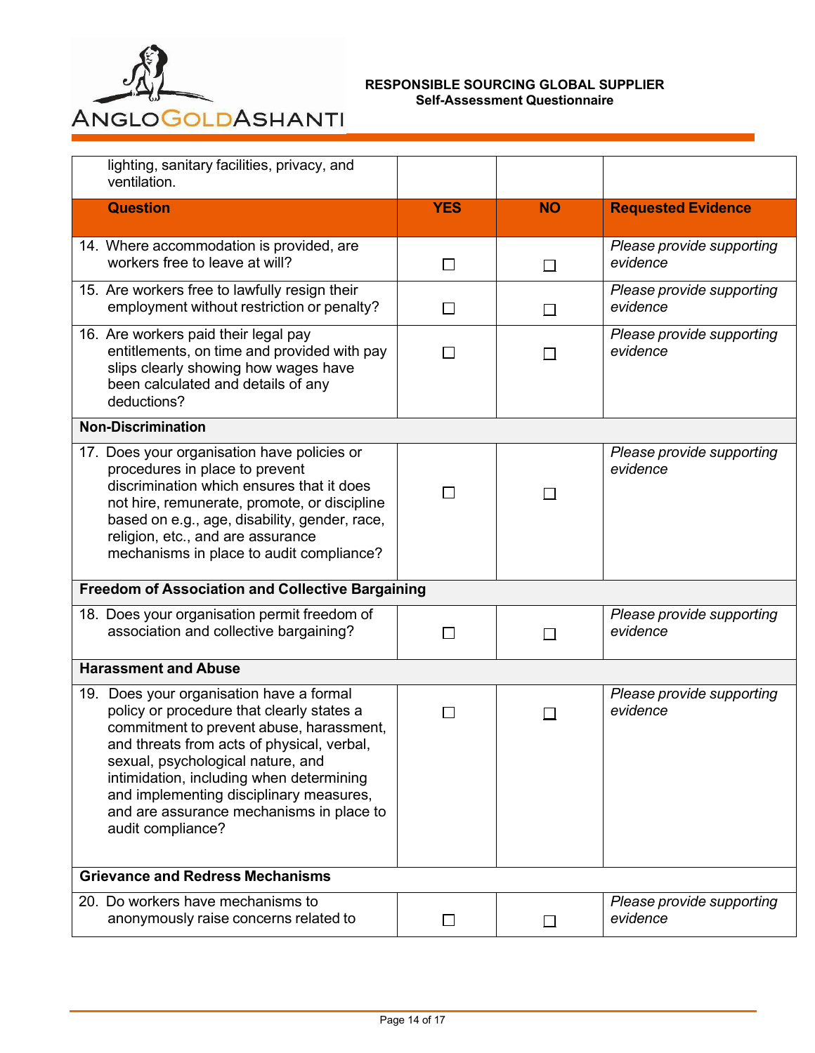| | | | |
|---|---|---|---|
| lighting, sanitary facilities, privacy, and ventilation. | | | |
| **Question** | **YES** | **NO** | **Requested Evidence** |
| 14. Where accommodation is provided, are workers free to leave at will? | ☐ | ☐ | *Please provide supporting evidence* |
| 15. Are workers free to lawfully resign their employment without restriction or penalty? | ☐ | ☐ | *Please provide supporting evidence* |
| 16. Are workers paid their legal pay entitlements, on time and provided with pay slips clearly showing how wages have been calculated and details of any deductions? | ☐ | ☐ | *Please provide supporting evidence* |
| **Non-Discrimination** | | | |
| 17. Does your organisation have policies or procedures in place to prevent discrimination which ensures that it does not hire, remunerate, promote, or discipline based on e.g., age, disability, gender, race, religion, etc., and are assurance mechanisms in place to audit compliance? | ☐ | ☐ | *Please provide supporting evidence* |
| **Freedom of Association and Collective Bargaining** | | | |
| 18. Does your organisation permit freedom of association and collective bargaining? | ☐ | ☐ | *Please provide supporting evidence* |
| **Harassment and Abuse** | | | |
| 19. Does your organisation have a formal policy or procedure that clearly states a commitment to prevent abuse, harassment, and threats from acts of physical, verbal, sexual, psychological nature, and intimidation, including when determining and implementing disciplinary measures, and are assurance mechanisms in place to audit compliance? | ☐ | ☐ | *Please provide supporting evidence* |
| **Grievance and Redress Mechanisms** | | | |
| 20. Do workers have mechanisms to anonymously raise concerns related to | ☐ | ☐ | *Please provide supporting evidence* |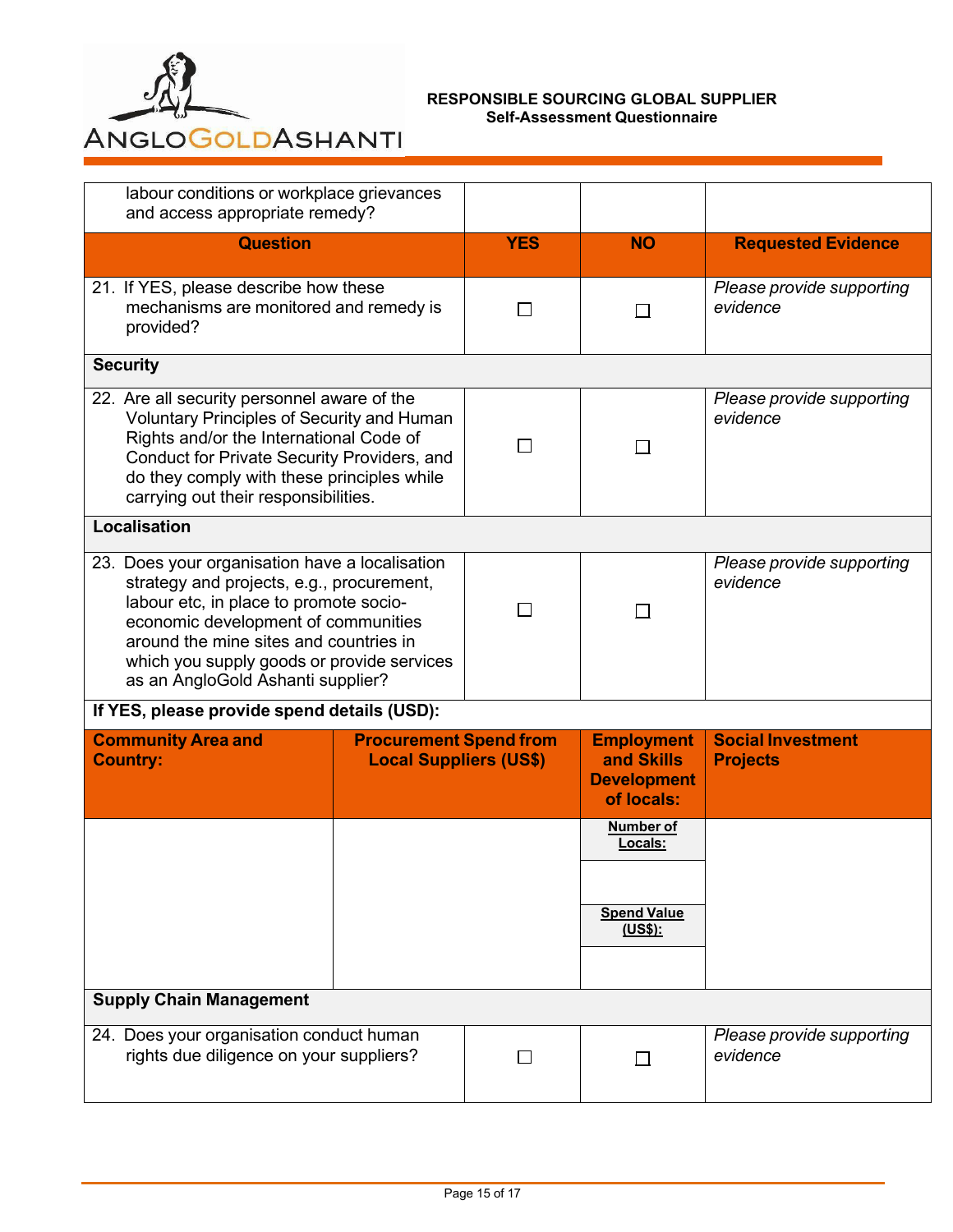| Question | YES | NO | Requested Evidence |
| --- | --- | --- | --- |
| labour conditions or workplace grievances and access appropriate remedy? | | | |
| 21. If YES, please describe how these mechanisms are monitored and remedy is provided? | ☐ | ☐ | *Please provide supporting evidence* |
| **Security** | | | |
| 22. Are all security personnel aware of the Voluntary Principles of Security and Human Rights and/or the International Code of Conduct for Private Security Providers, and do they comply with these principles while carrying out their responsibilities. | ☐ | ☐ | *Please provide supporting evidence* |
| **Localisation** | | | |
| 23. Does your organisation have a localisation strategy and projects, e.g., procurement, labour etc, in place to promote socio-economic development of communities around the mine sites and countries in which you supply goods or provide services as an AngloGold Ashanti supplier? | ☐ | ☐ | *Please provide supporting evidence* |

**If YES, please provide spend details (USD):**

| Community Area and Country: | Procurement Spend from Local Suppliers (US$) | Employment and Skills Development of locals: | Social Investment Projects |
| --- | --- | --- | --- |
| | | **Number of Locals:** | |
| | | | |
| | | **Spend Value (US$):** | |
| | | | |

| Question | YES | NO | Requested Evidence |
| --- | --- | --- | --- |
| **Supply Chain Management** | | | |
| 24. Does your organisation conduct human rights due diligence on your suppliers? | ☐ | ☐ | *Please provide supporting evidence* |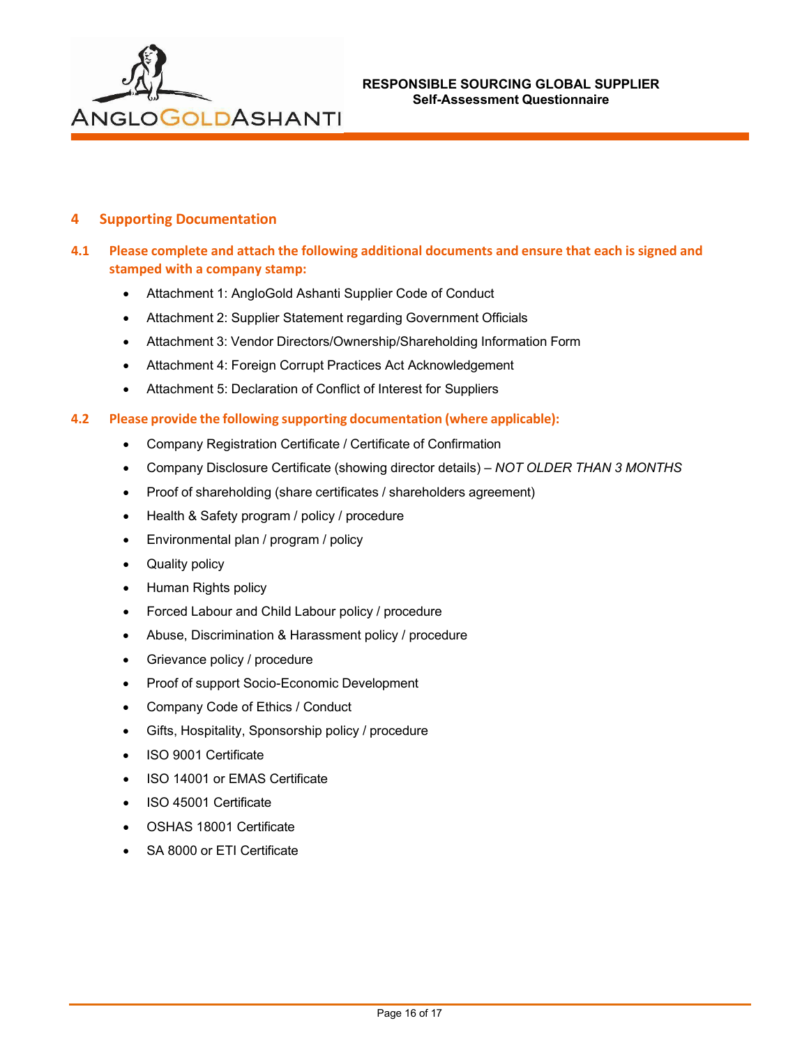## 4 Supporting Documentation

### 4.1 Please complete and attach the following additional documents and ensure that each is signed and stamped with a company stamp:

- Attachment 1: AngloGold Ashanti Supplier Code of Conduct
- Attachment 2: Supplier Statement regarding Government Officials
- Attachment 3: Vendor Directors/Ownership/Shareholding Information Form
- Attachment 4: Foreign Corrupt Practices Act Acknowledgement
- Attachment 5: Declaration of Conflict of Interest for Suppliers

### 4.2 Please provide the following supporting documentation (where applicable):

- Company Registration Certificate / Certificate of Confirmation
- Company Disclosure Certificate (showing director details) – *NOT OLDER THAN 3 MONTHS*
- Proof of shareholding (share certificates / shareholders agreement)
- Health & Safety program / policy / procedure
- Environmental plan / program / policy
- Quality policy
- Human Rights policy
- Forced Labour and Child Labour policy / procedure
- Abuse, Discrimination & Harassment policy / procedure
- Grievance policy / procedure
- Proof of support Socio-Economic Development
- Company Code of Ethics / Conduct
- Gifts, Hospitality, Sponsorship policy / procedure
- ISO 9001 Certificate
- ISO 14001 or EMAS Certificate
- ISO 45001 Certificate
- OSHAS 18001 Certificate
- SA 8000 or ETI Certificate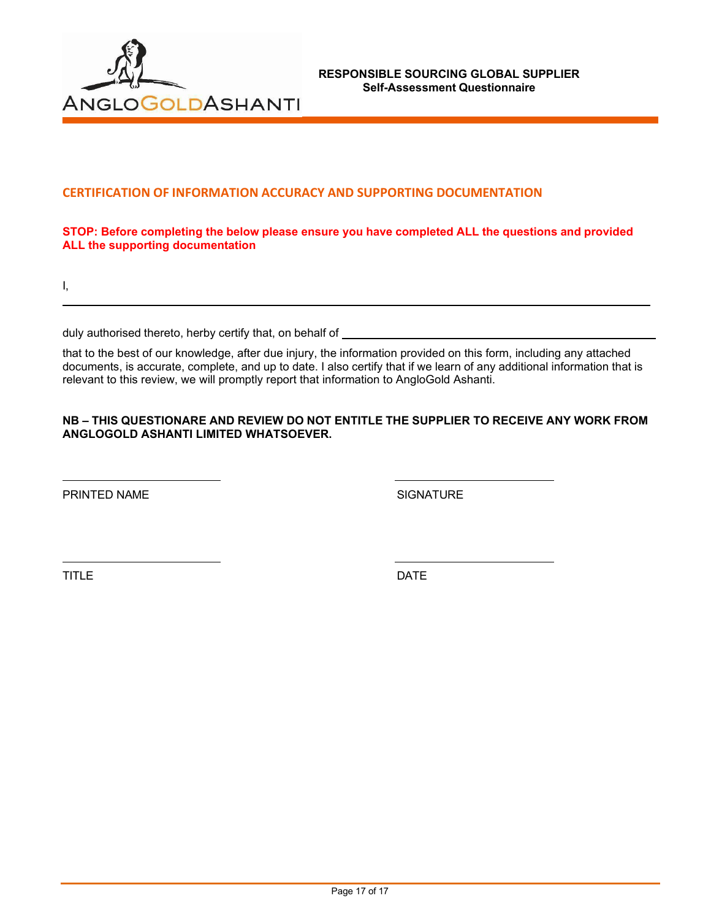## CERTIFICATION OF INFORMATION ACCURACY AND SUPPORTING DOCUMENTATION

**STOP: Before completing the below please ensure you have completed ALL the questions and provided ALL the supporting documentation**

I,

___________________________________________________________________________

duly authorised thereto, herby certify that, on behalf of ___________________________________

that to the best of our knowledge, after due injury, the information provided on this form, including any attached documents, is accurate, complete, and up to date. I also certify that if we learn of any additional information that is relevant to this review, we will promptly report that information to AngloGold Ashanti.

**NB – THIS QUESTIONARE AND REVIEW DO NOT ENTITLE THE SUPPLIER TO RECEIVE ANY WORK FROM ANGLOGOLD ASHANTI LIMITED WHATSOEVER.**

| | |
|---|---|
| ______________________ | ______________________ |
| PRINTED NAME | SIGNATURE |
| ______________________ | ______________________ |
| TITLE | DATE |